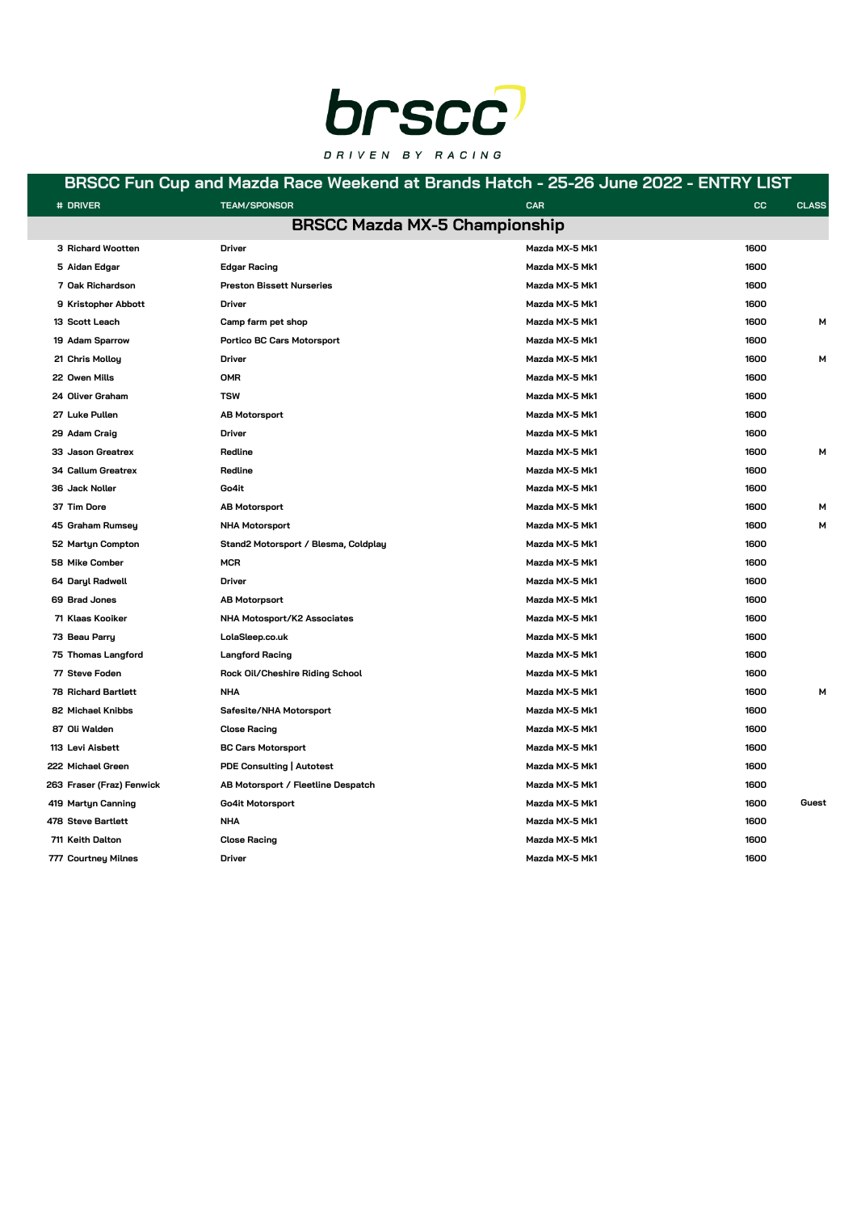brscc

DRIVEN BY RACING

# BRSCC Fun Cup and Mazda Race Weekend at Brands Hatch - 25-26 June 2022 - ENTRY LIST

## BRSCC Mazda MX-5 Championship

| # | DRIVER | TEAM/SPONSOR | CAR | CC | CLASS |
|---|---|---|---|---|---|
| 3 | Richard Wootten | Driver | Mazda MX-5 Mk1 | 1600 | |
| 5 | Aidan Edgar | Edgar Racing | Mazda MX-5 Mk1 | 1600 | |
| 7 | Oak Richardson | Preston Bissett Nurseries | Mazda MX-5 Mk1 | 1600 | |
| 9 | Kristopher Abbott | Driver | Mazda MX-5 Mk1 | 1600 | |
| 13 | Scott Leach | Camp farm pet shop | Mazda MX-5 Mk1 | 1600 | M |
| 19 | Adam Sparrow | Portico BC Cars Motorsport | Mazda MX-5 Mk1 | 1600 | |
| 21 | Chris Molloy | Driver | Mazda MX-5 Mk1 | 1600 | M |
| 22 | Owen Mills | OMR | Mazda MX-5 Mk1 | 1600 | |
| 24 | Oliver Graham | TSW | Mazda MX-5 Mk1 | 1600 | |
| 27 | Luke Pullen | AB Motorsport | Mazda MX-5 Mk1 | 1600 | |
| 29 | Adam Craig | Driver | Mazda MX-5 Mk1 | 1600 | |
| 33 | Jason Greatrex | Redline | Mazda MX-5 Mk1 | 1600 | M |
| 34 | Callum Greatrex | Redline | Mazda MX-5 Mk1 | 1600 | |
| 36 | Jack Noller | Go4it | Mazda MX-5 Mk1 | 1600 | |
| 37 | Tim Dore | AB Motorsport | Mazda MX-5 Mk1 | 1600 | M |
| 45 | Graham Rumsey | NHA Motorsport | Mazda MX-5 Mk1 | 1600 | M |
| 52 | Martyn Compton | Stand2 Motorsport / Blesma, Coldplay | Mazda MX-5 Mk1 | 1600 | |
| 58 | Mike Comber | MCR | Mazda MX-5 Mk1 | 1600 | |
| 64 | Daryl Radwell | Driver | Mazda MX-5 Mk1 | 1600 | |
| 69 | Brad Jones | AB Motorpsort | Mazda MX-5 Mk1 | 1600 | |
| 71 | Klaas Kooiker | NHA Motosport/K2 Associates | Mazda MX-5 Mk1 | 1600 | |
| 73 | Beau Parry | LolaSleep.co.uk | Mazda MX-5 Mk1 | 1600 | |
| 75 | Thomas Langford | Langford Racing | Mazda MX-5 Mk1 | 1600 | |
| 77 | Steve Foden | Rock Oil/Cheshire Riding School | Mazda MX-5 Mk1 | 1600 | |
| 78 | Richard Bartlett | NHA | Mazda MX-5 Mk1 | 1600 | M |
| 82 | Michael Knibbs | Safesite/NHA Motorsport | Mazda MX-5 Mk1 | 1600 | |
| 87 | Oli Walden | Close Racing | Mazda MX-5 Mk1 | 1600 | |
| 113 | Levi Aisbett | BC Cars Motorsport | Mazda MX-5 Mk1 | 1600 | |
| 222 | Michael Green | PDE Consulting \| Autotest | Mazda MX-5 Mk1 | 1600 | |
| 263 | Fraser (Fraz) Fenwick | AB Motorsport / Fleetline Despatch | Mazda MX-5 Mk1 | 1600 | |
| 419 | Martyn Canning | Go4it Motorsport | Mazda MX-5 Mk1 | 1600 | Guest |
| 478 | Steve Bartlett | NHA | Mazda MX-5 Mk1 | 1600 | |
| 711 | Keith Dalton | Close Racing | Mazda MX-5 Mk1 | 1600 | |
| 777 | Courtney Milnes | Driver | Mazda MX-5 Mk1 | 1600 | |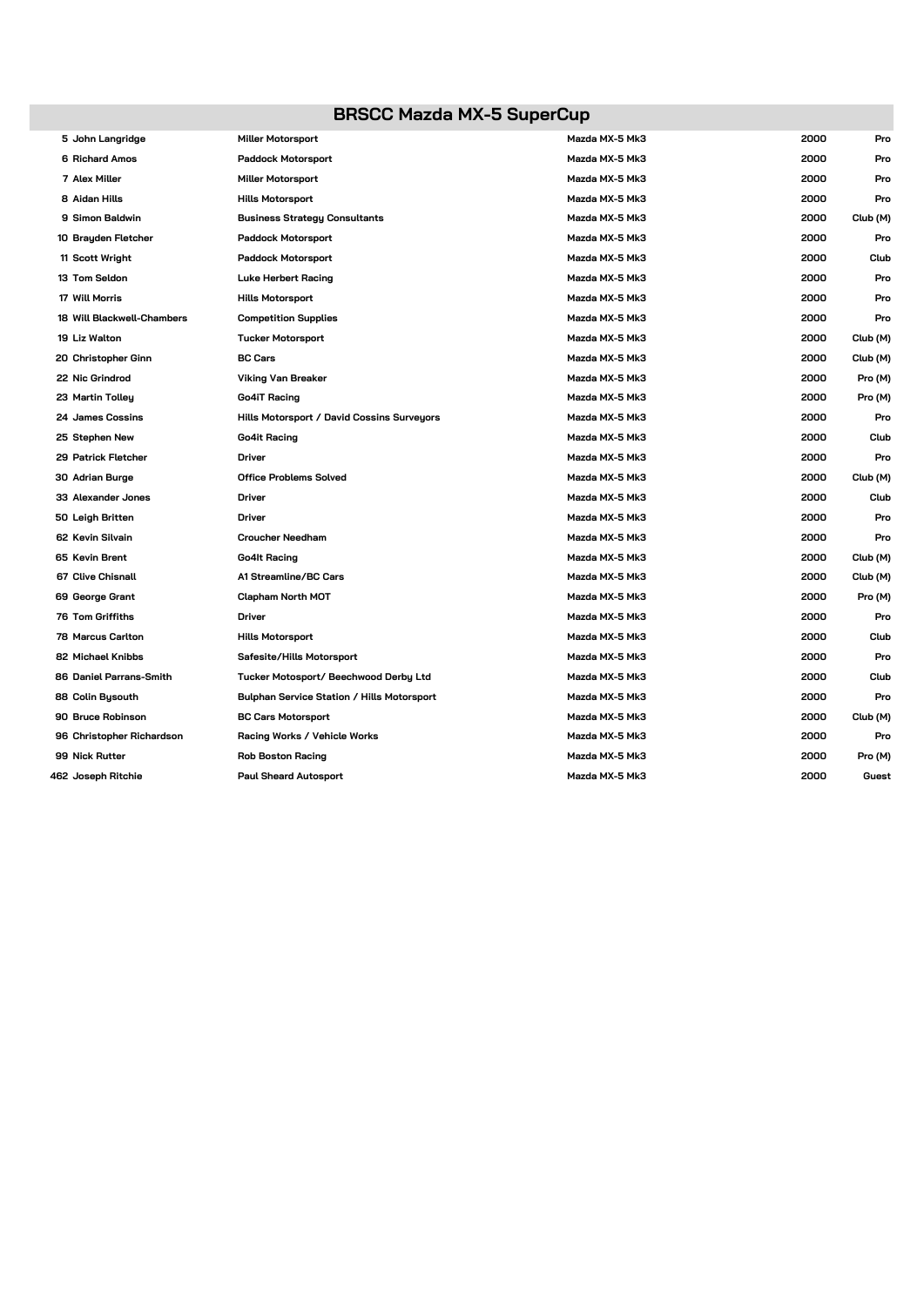## BRSCC Mazda MX-5 SuperCup

| No. | Driver | Entrant | Car | CC | Class |
|---|---|---|---|---|---|
| 5 | John Langridge | Miller Motorsport | Mazda MX-5 Mk3 | 2000 | Pro |
| 6 | Richard Amos | Paddock Motorsport | Mazda MX-5 Mk3 | 2000 | Pro |
| 7 | Alex Miller | Miller Motorsport | Mazda MX-5 Mk3 | 2000 | Pro |
| 8 | Aidan Hills | Hills Motorsport | Mazda MX-5 Mk3 | 2000 | Pro |
| 9 | Simon Baldwin | Business Strategy Consultants | Mazda MX-5 Mk3 | 2000 | Club (M) |
| 10 | Brayden Fletcher | Paddock Motorsport | Mazda MX-5 Mk3 | 2000 | Pro |
| 11 | Scott Wright | Paddock Motorsport | Mazda MX-5 Mk3 | 2000 | Club |
| 13 | Tom Seldon | Luke Herbert Racing | Mazda MX-5 Mk3 | 2000 | Pro |
| 17 | Will Morris | Hills Motorsport | Mazda MX-5 Mk3 | 2000 | Pro |
| 18 | Will Blackwell-Chambers | Competition Supplies | Mazda MX-5 Mk3 | 2000 | Pro |
| 19 | Liz Walton | Tucker Motorsport | Mazda MX-5 Mk3 | 2000 | Club (M) |
| 20 | Christopher Ginn | BC Cars | Mazda MX-5 Mk3 | 2000 | Club (M) |
| 22 | Nic Grindrod | Viking Van Breaker | Mazda MX-5 Mk3 | 2000 | Pro (M) |
| 23 | Martin Tolley | Go4IT Racing | Mazda MX-5 Mk3 | 2000 | Pro (M) |
| 24 | James Cossins | Hills Motorsport / David Cossins Surveyors | Mazda MX-5 Mk3 | 2000 | Pro |
| 25 | Stephen New | Go4it Racing | Mazda MX-5 Mk3 | 2000 | Club |
| 29 | Patrick Fletcher | Driver | Mazda MX-5 Mk3 | 2000 | Pro |
| 30 | Adrian Burge | Office Problems Solved | Mazda MX-5 Mk3 | 2000 | Club (M) |
| 33 | Alexander Jones | Driver | Mazda MX-5 Mk3 | 2000 | Club |
| 50 | Leigh Britten | Driver | Mazda MX-5 Mk3 | 2000 | Pro |
| 62 | Kevin Silvain | Croucher Needham | Mazda MX-5 Mk3 | 2000 | Pro |
| 65 | Kevin Brent | Go4It Racing | Mazda MX-5 Mk3 | 2000 | Club (M) |
| 67 | Clive Chisnall | A1 Streamline/BC Cars | Mazda MX-5 Mk3 | 2000 | Club (M) |
| 69 | George Grant | Clapham North MOT | Mazda MX-5 Mk3 | 2000 | Pro (M) |
| 76 | Tom Griffiths | Driver | Mazda MX-5 Mk3 | 2000 | Pro |
| 78 | Marcus Carlton | Hills Motorsport | Mazda MX-5 Mk3 | 2000 | Club |
| 82 | Michael Knibbs | Safesite/Hills Motorsport | Mazda MX-5 Mk3 | 2000 | Pro |
| 86 | Daniel Parrans-Smith | Tucker Motosport/ Beechwood Derby Ltd | Mazda MX-5 Mk3 | 2000 | Club |
| 88 | Colin Bysouth | Bulphan Service Station / Hills Motorsport | Mazda MX-5 Mk3 | 2000 | Pro |
| 90 | Bruce Robinson | BC Cars Motorsport | Mazda MX-5 Mk3 | 2000 | Club (M) |
| 96 | Christopher Richardson | Racing Works / Vehicle Works | Mazda MX-5 Mk3 | 2000 | Pro |
| 99 | Nick Rutter | Rob Boston Racing | Mazda MX-5 Mk3 | 2000 | Pro (M) |
| 462 | Joseph Ritchie | Paul Sheard Autosport | Mazda MX-5 Mk3 | 2000 | Guest |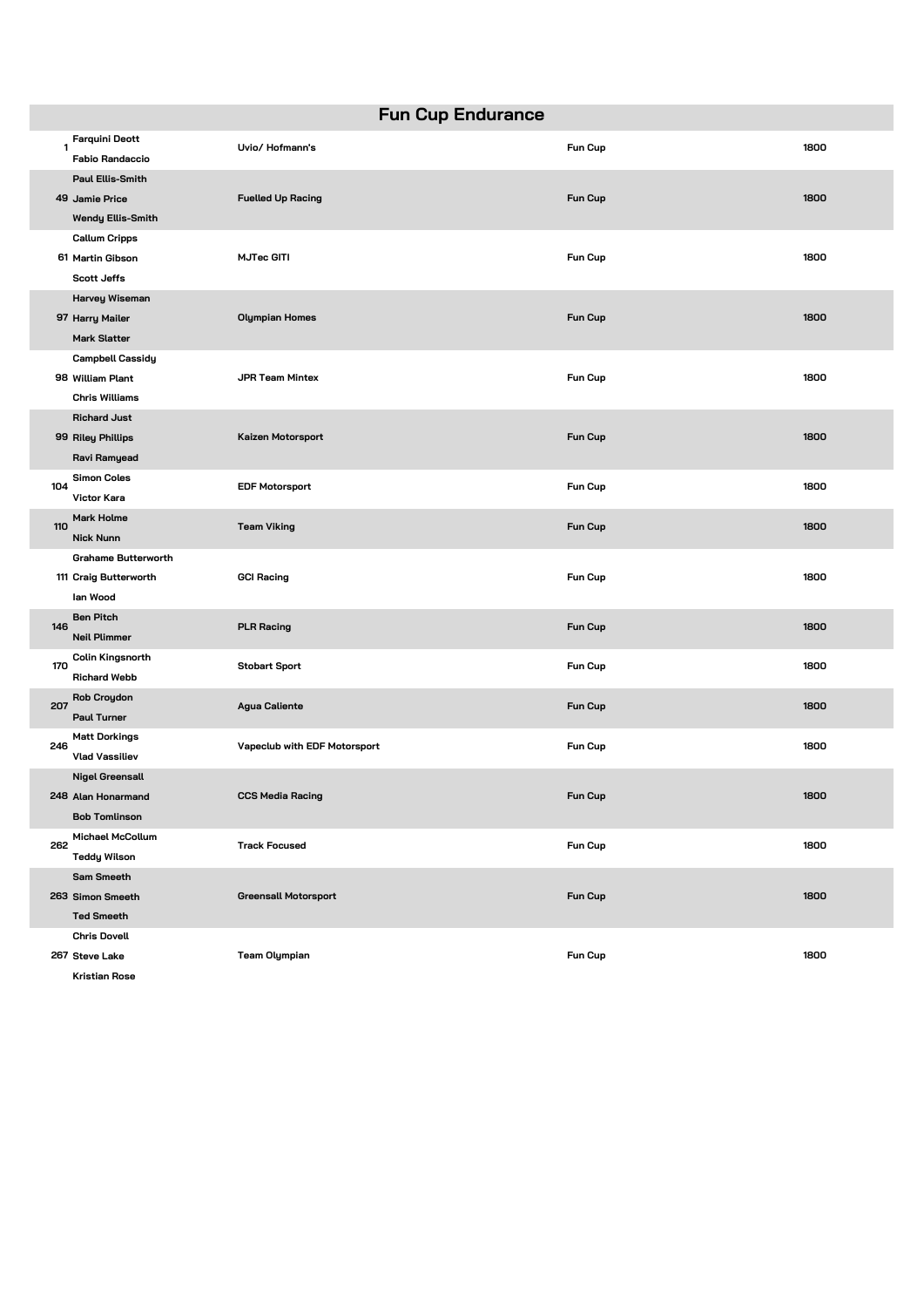## Fun Cup Endurance

| No. | Drivers | Team | Class | Engine |
|---|---|---|---|---|
| 1 | Farquini Deott<br>Fabio Randaccio | Uvio/ Hofmann's | Fun Cup | 1800 |
| 49 | Paul Ellis-Smith<br>Jamie Price<br>Wendy Ellis-Smith | Fuelled Up Racing | Fun Cup | 1800 |
| 61 | Callum Cripps<br>Martin Gibson<br>Scott Jeffs | MJTec GITI | Fun Cup | 1800 |
| 97 | Harvey Wiseman<br>Harry Mailer<br>Mark Slatter | Olympian Homes | Fun Cup | 1800 |
| 98 | Campbell Cassidy<br>William Plant<br>Chris Williams | JPR Team Mintex | Fun Cup | 1800 |
| 99 | Richard Just<br>Riley Phillips<br>Ravi Ramyead | Kaizen Motorsport | Fun Cup | 1800 |
| 104 | Simon Coles<br>Victor Kara | EDF Motorsport | Fun Cup | 1800 |
| 110 | Mark Holme<br>Nick Nunn | Team Viking | Fun Cup | 1800 |
| 111 | Grahame Butterworth<br>Craig Butterworth<br>Ian Wood | GCI Racing | Fun Cup | 1800 |
| 146 | Ben Pitch<br>Neil Plimmer | PLR Racing | Fun Cup | 1800 |
| 170 | Colin Kingsnorth<br>Richard Webb | Stobart Sport | Fun Cup | 1800 |
| 207 | Rob Croydon<br>Paul Turner | Agua Caliente | Fun Cup | 1800 |
| 246 | Matt Dorkings<br>Vlad Vassiliev | Vapeclub with EDF Motorsport | Fun Cup | 1800 |
| 248 | Nigel Greensall<br>Alan Honarmand<br>Bob Tomlinson | CCS Media Racing | Fun Cup | 1800 |
| 262 | Michael McCollum<br>Teddy Wilson | Track Focused | Fun Cup | 1800 |
| 263 | Sam Smeeth<br>Simon Smeeth<br>Ted Smeeth | Greensall Motorsport | Fun Cup | 1800 |
| 267 | Chris Dovell<br>Steve Lake<br>Kristian Rose | Team Olympian | Fun Cup | 1800 |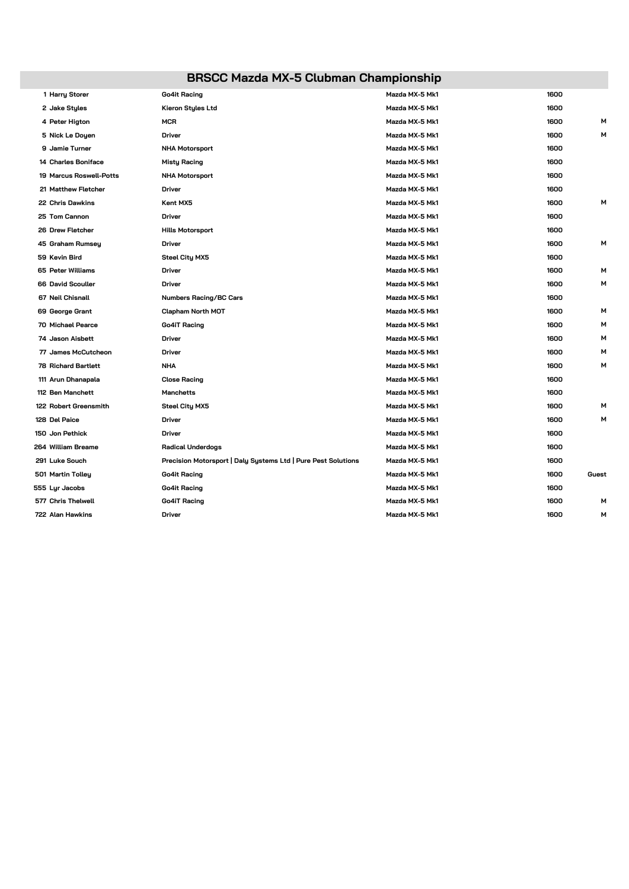## BRSCC Mazda MX-5 Clubman Championship

| No. | Driver | Entrant | Car | cc | Class |
|---|---|---|---|---|---|
| 1 | Harry Storer | Go4it Racing | Mazda MX-5 Mk1 | 1600 | |
| 2 | Jake Styles | Kieron Styles Ltd | Mazda MX-5 Mk1 | 1600 | |
| 4 | Peter Higton | MCR | Mazda MX-5 Mk1 | 1600 | M |
| 5 | Nick Le Doyen | Driver | Mazda MX-5 Mk1 | 1600 | M |
| 9 | Jamie Turner | NHA Motorsport | Mazda MX-5 Mk1 | 1600 | |
| 14 | Charles Boniface | Misty Racing | Mazda MX-5 Mk1 | 1600 | |
| 19 | Marcus Roswell-Potts | NHA Motorsport | Mazda MX-5 Mk1 | 1600 | |
| 21 | Matthew Fletcher | Driver | Mazda MX-5 Mk1 | 1600 | |
| 22 | Chris Dawkins | Kent MX5 | Mazda MX-5 Mk1 | 1600 | M |
| 25 | Tom Cannon | Driver | Mazda MX-5 Mk1 | 1600 | |
| 26 | Drew Fletcher | Hills Motorsport | Mazda MX-5 Mk1 | 1600 | |
| 45 | Graham Rumsey | Driver | Mazda MX-5 Mk1 | 1600 | M |
| 59 | Kevin Bird | Steel City MX5 | Mazda MX-5 Mk1 | 1600 | |
| 65 | Peter Williams | Driver | Mazda MX-5 Mk1 | 1600 | M |
| 66 | David Scouller | Driver | Mazda MX-5 Mk1 | 1600 | M |
| 67 | Neil Chisnall | Numbers Racing/BC Cars | Mazda MX-5 Mk1 | 1600 | |
| 69 | George Grant | Clapham North MOT | Mazda MX-5 Mk1 | 1600 | M |
| 70 | Michael Pearce | Go4iT Racing | Mazda MX-5 Mk1 | 1600 | M |
| 74 | Jason Aisbett | Driver | Mazda MX-5 Mk1 | 1600 | M |
| 77 | James McCutcheon | Driver | Mazda MX-5 Mk1 | 1600 | M |
| 78 | Richard Bartlett | NHA | Mazda MX-5 Mk1 | 1600 | M |
| 111 | Arun Dhanapala | Close Racing | Mazda MX-5 Mk1 | 1600 | |
| 112 | Ben Manchett | Manchetts | Mazda MX-5 Mk1 | 1600 | |
| 122 | Robert Greensmith | Steel City MX5 | Mazda MX-5 Mk1 | 1600 | M |
| 128 | Del Paice | Driver | Mazda MX-5 Mk1 | 1600 | M |
| 150 | Jon Pethick | Driver | Mazda MX-5 Mk1 | 1600 | |
| 264 | William Breame | Radical Underdogs | Mazda MX-5 Mk1 | 1600 | |
| 291 | Luke Souch | Precision Motorsport \| Daly Systems Ltd \| Pure Pest Solutions | Mazda MX-5 Mk1 | 1600 | |
| 501 | Martin Tolley | Go4it Racing | Mazda MX-5 Mk1 | 1600 | Guest |
| 555 | Lyr Jacobs | Go4it Racing | Mazda MX-5 Mk1 | 1600 | |
| 577 | Chris Thelwell | Go4iT Racing | Mazda MX-5 Mk1 | 1600 | M |
| 722 | Alan Hawkins | Driver | Mazda MX-5 Mk1 | 1600 | M |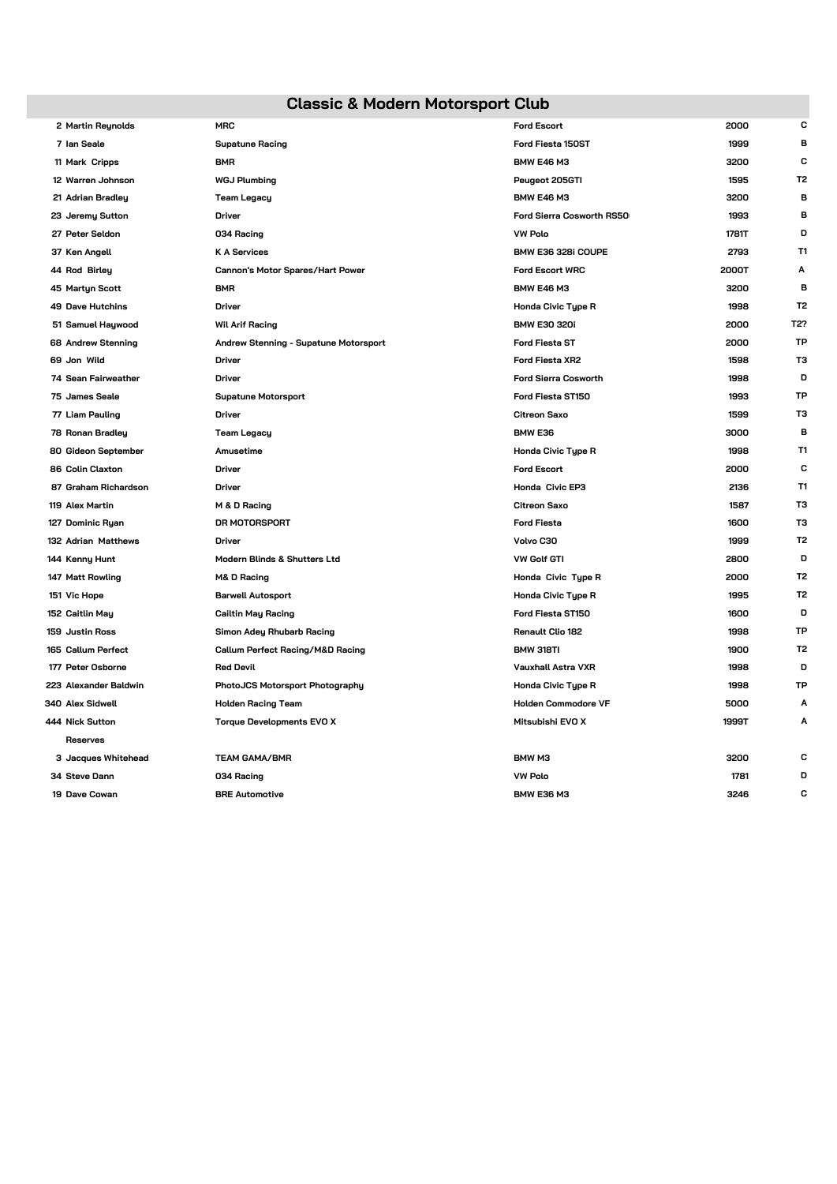## Classic & Modern Motorsport Club

| No. | Driver | Team | Car | CC | Class |
|---|---|---|---|---|---|
| 2 | Martin Reynolds | MRC | Ford Escort | 2000 | C |
| 7 | Ian Seale | Supatune Racing | Ford Fiesta 150ST | 1999 | B |
| 11 | Mark Cripps | BMR | BMW E46 M3 | 3200 | C |
| 12 | Warren Johnson | WGJ Plumbing | Peugeot 205GTI | 1595 | T2 |
| 21 | Adrian Bradley | Team Legacy | BMW E46 M3 | 3200 | B |
| 23 | Jeremy Sutton | Driver | Ford Sierra Cosworth RS50 | 1993 | B |
| 27 | Peter Seldon | 034 Racing | VW Polo | 1781T | D |
| 37 | Ken Angell | K A Services | BMW E36 328i COUPE | 2793 | T1 |
| 44 | Rod Birley | Cannon's Motor Spares/Hart Power | Ford Escort WRC | 2000T | A |
| 45 | Martyn Scott | BMR | BMW E46 M3 | 3200 | B |
| 49 | Dave Hutchins | Driver | Honda Civic Type R | 1998 | T2 |
| 51 | Samuel Haywood | Wil Arif Racing | BMW E30 320i | 2000 | T2? |
| 68 | Andrew Stenning | Andrew Stenning - Supatune Motorsport | Ford Fiesta ST | 2000 | TP |
| 69 | Jon Wild | Driver | Ford Fiesta XR2 | 1598 | T3 |
| 74 | Sean Fairweather | Driver | Ford Sierra Cosworth | 1998 | D |
| 75 | James Seale | Supatune Motorsport | Ford Fiesta ST150 | 1993 | TP |
| 77 | Liam Pauling | Driver | Citroen Saxo | 1599 | T3 |
| 78 | Ronan Bradley | Team Legacy | BMW E36 | 3000 | B |
| 80 | Gideon September | Amusetime | Honda Civic Type R | 1998 | T1 |
| 86 | Colin Claxton | Driver | Ford Escort | 2000 | C |
| 87 | Graham Richardson | Driver | Honda Civic EP3 | 2136 | T1 |
| 119 | Alex Martin | M & D Racing | Citroen Saxo | 1587 | T3 |
| 127 | Dominic Ryan | DR MOTORSPORT | Ford Fiesta | 1600 | T3 |
| 132 | Adrian Matthews | Driver | Volvo C30 | 1999 | T2 |
| 144 | Kenny Hunt | Modern Blinds & Shutters Ltd | VW Golf GTI | 2800 | D |
| 147 | Matt Rowling | M& D Racing | Honda Civic Type R | 2000 | T2 |
| 151 | Vic Hope | Barwell Autosport | Honda Civic Type R | 1995 | T2 |
| 152 | Caitlin May | Cailtin May Racing | Ford Fiesta ST150 | 1600 | D |
| 159 | Justin Ross | Simon Adey Rhubarb Racing | Renault Clio 182 | 1998 | TP |
| 165 | Callum Perfect | Callum Perfect Racing/M&D Racing | BMW 318TI | 1900 | T2 |
| 177 | Peter Osborne | Red Devil | Vauxhall Astra VXR | 1998 | D |
| 223 | Alexander Baldwin | PhotoJCS Motorsport Photography | Honda Civic Type R | 1998 | TP |
| 340 | Alex Sidwell | Holden Racing Team | Holden Commodore VF | 5000 | A |
| 444 | Nick Sutton | Torque Developments EVO X | Mitsubishi EVO X | 1999T | A |
| | Reserves | | | | |
| 3 | Jacques Whitehead | TEAM GAMA/BMR | BMW M3 | 3200 | C |
| 34 | Steve Dann | 034 Racing | VW Polo | 1781 | D |
| 19 | Dave Cowan | BRE Automotive | BMW E36 M3 | 3246 | C |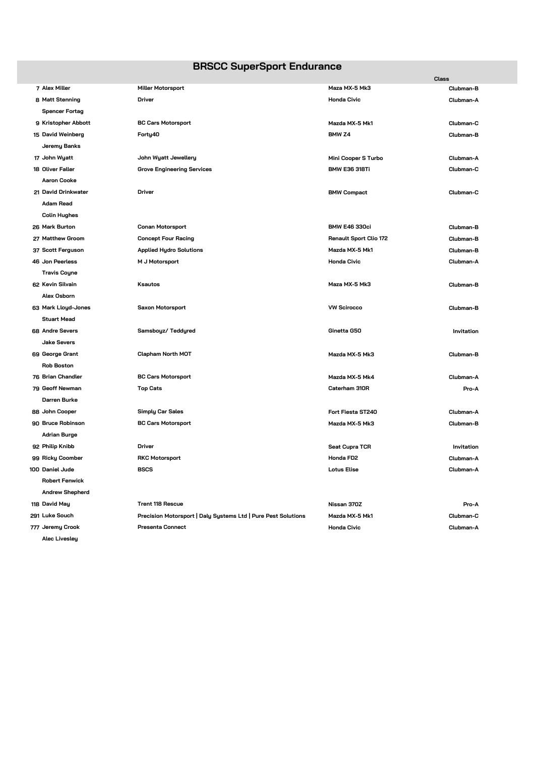# BRSCC SuperSport Endurance

| | | | | Class |
|---|---|---|---|---|
| 7 | Alex Miller | Miller Motorsport | Maza MX-5 Mk3 | Clubman-B |
| 8 | Matt Stenning | Driver | Honda Civic | Clubman-A |
| | Spencer Fortag | | | |
| 9 | Kristopher Abbott | BC Cars Motorsport | Mazda MX-5 Mk1 | Clubman-C |
| 15 | David Weinberg | Forty40 | BMW Z4 | Clubman-B |
| | Jeremy Banks | | | |
| 17 | John Wyatt | John Wyatt Jewellery | Mini Cooper S Turbo | Clubman-A |
| 18 | Oliver Faller | Grove Engineering Services | BMW E36 318Ti | Clubman-C |
| | Aaron Cooke | | | |
| 21 | David Drinkwater | Driver | BMW Compact | Clubman-C |
| | Adam Read | | | |
| | Colin Hughes | | | |
| 26 | Mark Burton | Conan Motorsport | BMW E46 330ci | Clubman-B |
| 27 | Matthew Groom | Concept Four Racing | Renault Sport Clio 172 | Clubman-B |
| 37 | Scott Ferguson | Applied Hydro Solutions | Mazda MX-5 Mk1 | Clubman-B |
| 46 | Jon Peerless | M J Motorsport | Honda Civic | Clubman-A |
| | Travis Coyne | | | |
| 62 | Kevin Silvain | Ksautos | Maza MX-5 Mk3 | Clubman-B |
| | Alex Osborn | | | |
| 63 | Mark Lloyd-Jones | Saxon Motorsport | VW Scirocco | Clubman-B |
| | Stuart Mead | | | |
| 68 | Andre Severs | Samsboyz/ Teddyred | Ginetta G50 | Invitation |
| | Jake Severs | | | |
| 69 | George Grant | Clapham North MOT | Mazda MX-5 Mk3 | Clubman-B |
| | Rob Boston | | | |
| 76 | Brian Chandler | BC Cars Motorsport | Mazda MX-5 Mk4 | Clubman-A |
| 79 | Geoff Newman | Top Cats | Caterham 310R | Pro-A |
| | Darren Burke | | | |
| 88 | John Cooper | Simply Car Sales | Fort Fiesta ST240 | Clubman-A |
| 90 | Bruce Robinson | BC Cars Motorsport | Mazda MX-5 Mk3 | Clubman-B |
| | Adrian Burge | | | |
| 92 | Philip Knibb | Driver | Seat Cupra TCR | Invitation |
| 99 | Ricky Coomber | RKC Motorsport | Honda FD2 | Clubman-A |
| 100 | Daniel Jude | BSCS | Lotus Elise | Clubman-A |
| | Robert Fenwick | | | |
| | Andrew Shepherd | | | |
| 118 | David May | Trent 118 Rescue | Nissan 370Z | Pro-A |
| 291 | Luke Souch | Precision Motorsport \| Daly Systems Ltd \| Pure Pest Solutions | Mazda MX-5 Mk1 | Clubman-C |
| 777 | Jeremy Crook | Presenta Connect | Honda Civic | Clubman-A |
| | Alec Livesley | | | |